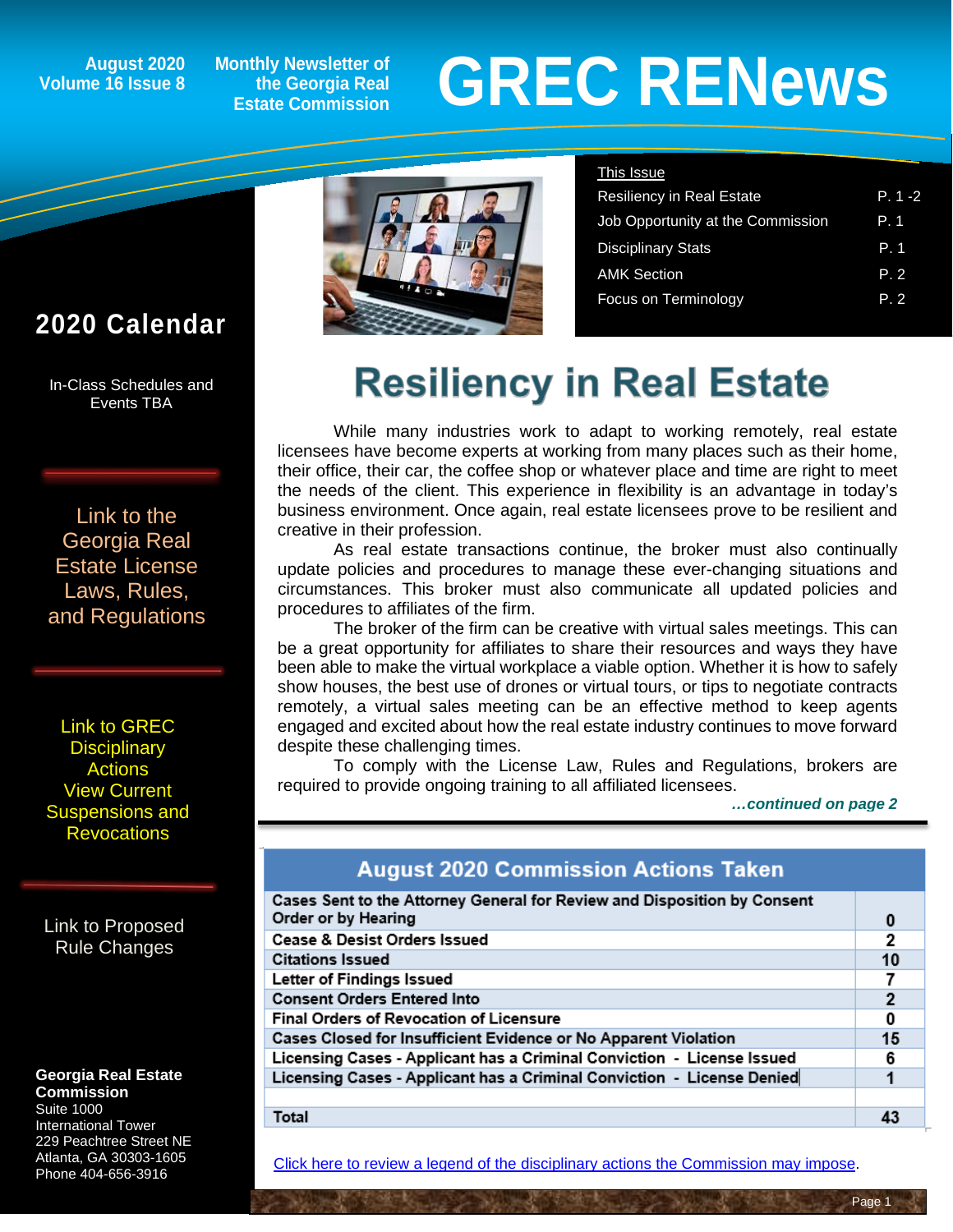August 2020
Volume 16 Issue 8

Monthly Newsletter of the Georgia Real Estate Commission

# GREC RENews

**This Issue**

| | |
|---|---|
| Resiliency in Real Estate | P. 1 -2 |
| Job Opportunity at the Commission | P. 1 |
| Disciplinary Stats | P. 1 |
| AMK Section | P. 2 |
| Focus on Terminology | P. 2 |

## 2020 Calendar

In-Class Schedules and Events TBA

Link to the Georgia Real Estate License Laws, Rules, and Regulations

Link to GREC Disciplinary Actions View Current Suspensions and Revocations

Link to Proposed Rule Changes

**Georgia Real Estate Commission**
Suite 1000
International Tower
229 Peachtree Street NE
Atlanta, GA 30303-1605
Phone 404-656-3916

# Resiliency in Real Estate

While many industries work to adapt to working remotely, real estate licensees have become experts at working from many places such as their home, their office, their car, the coffee shop or whatever place and time are right to meet the needs of the client. This experience in flexibility is an advantage in today's business environment. Once again, real estate licensees prove to be resilient and creative in their profession.

As real estate transactions continue, the broker must also continually update policies and procedures to manage these ever-changing situations and circumstances. This broker must also communicate all updated policies and procedures to affiliates of the firm.

The broker of the firm can be creative with virtual sales meetings. This can be a great opportunity for affiliates to share their resources and ways they have been able to make the virtual workplace a viable option. Whether it is how to safely show houses, the best use of drones or virtual tours, or tips to negotiate contracts remotely, a virtual sales meeting can be an effective method to keep agents engaged and excited about how the real estate industry continues to move forward despite these challenging times.

To comply with the License Law, Rules and Regulations, brokers are required to provide ongoing training to all affiliated licensees.

***…continued on page 2***

## August 2020 Commission Actions Taken

| Action | Count |
|---|---|
| Cases Sent to the Attorney General for Review and Disposition by Consent Order or by Hearing | 0 |
| Cease & Desist Orders Issued | 2 |
| Citations Issued | 10 |
| Letter of Findings Issued | 7 |
| Consent Orders Entered Into | 2 |
| Final Orders of Revocation of Licensure | 0 |
| Cases Closed for Insufficient Evidence or No Apparent Violation | 15 |
| Licensing Cases - Applicant has a Criminal Conviction - License Issued | 6 |
| Licensing Cases - Applicant has a Criminal Conviction - License Denied | 1 |
| | |
| **Total** | **43** |

Click here to review a legend of the disciplinary actions the Commission may impose.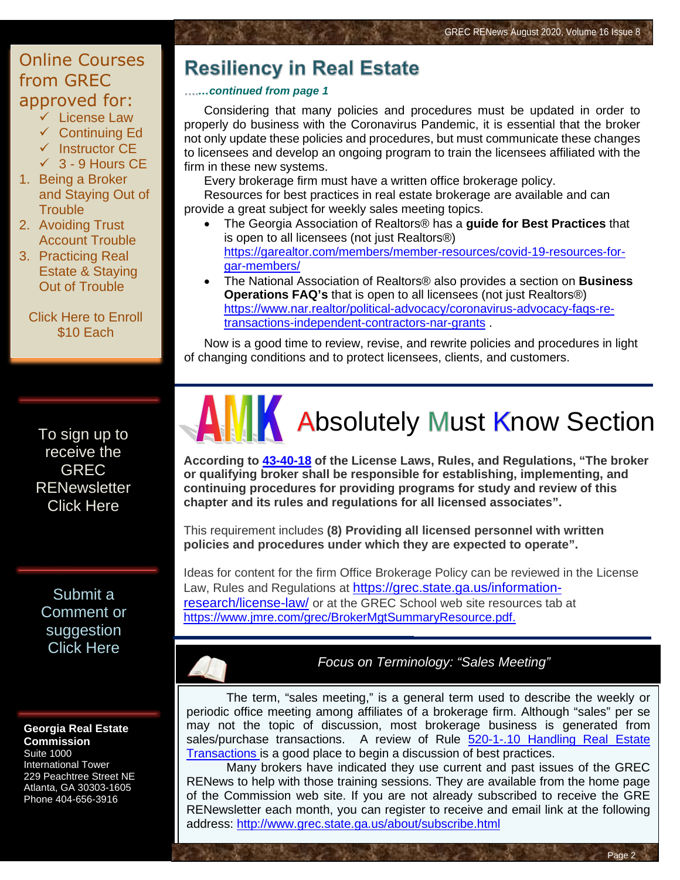## Online Courses from GREC approved for:

- ✓ License Law
- ✓ Continuing Ed
- ✓ Instructor CE
- ✓ 3 - 9 Hours CE

1. Being a Broker and Staying Out of Trouble
2. Avoiding Trust Account Trouble
3. Practicing Real Estate & Staying Out of Trouble

Click Here to Enroll
$10 Each

To sign up to receive the GREC RENewsletter Click Here

Submit a Comment or suggestion Click Here

**Georgia Real Estate Commission**
Suite 1000
International Tower
229 Peachtree Street NE
Atlanta, GA 30303-1605
Phone 404-656-3916

# Resiliency in Real Estate

*…….continued from page 1*

Considering that many policies and procedures must be updated in order to properly do business with the Coronavirus Pandemic, it is essential that the broker not only update these policies and procedures, but must communicate these changes to licensees and develop an ongoing program to train the licensees affiliated with the firm in these new systems.

Every brokerage firm must have a written office brokerage policy.

Resources for best practices in real estate brokerage are available and can provide a great subject for weekly sales meeting topics.

- The Georgia Association of Realtors® has a **guide for Best Practices** that is open to all licensees (not just Realtors®) https://garealtor.com/members/member-resources/covid-19-resources-for-gar-members/
- The National Association of Realtors® also provides a section on **Business Operations FAQ's** that is open to all licensees (not just Realtors®) https://www.nar.realtor/political-advocacy/coronavirus-advocacy-faqs-re-transactions-independent-contractors-nar-grants .

Now is a good time to review, revise, and rewrite policies and procedures in light of changing conditions and to protect licensees, clients, and customers.

# AMK Absolutely Must Know Section

**According to 43-40-18 of the License Laws, Rules, and Regulations, "The broker or qualifying broker shall be responsible for establishing, implementing, and continuing procedures for providing programs for study and review of this chapter and its rules and regulations for all licensed associates".**

This requirement includes **(8) Providing all licensed personnel with written policies and procedures under which they are expected to operate".**

Ideas for content for the firm Office Brokerage Policy can be reviewed in the License Law, Rules and Regulations at https://grec.state.ga.us/information-research/license-law/ or at the GREC School web site resources tab at https://www.jmre.com/grec/BrokerMgtSummaryResource.pdf.

## *Focus on Terminology: "Sales Meeting"*

The term, "sales meeting," is a general term used to describe the weekly or periodic office meeting among affiliates of a brokerage firm. Although "sales" per se may not the topic of discussion, most brokerage business is generated from sales/purchase transactions. A review of Rule 520-1-.10 Handling Real Estate Transactions is a good place to begin a discussion of best practices.

Many brokers have indicated they use current and past issues of the GREC RENews to help with those training sessions. They are available from the home page of the Commission web site. If you are not already subscribed to receive the GRE RENewsletter each month, you can register to receive and email link at the following address: http://www.grec.state.ga.us/about/subscribe.html